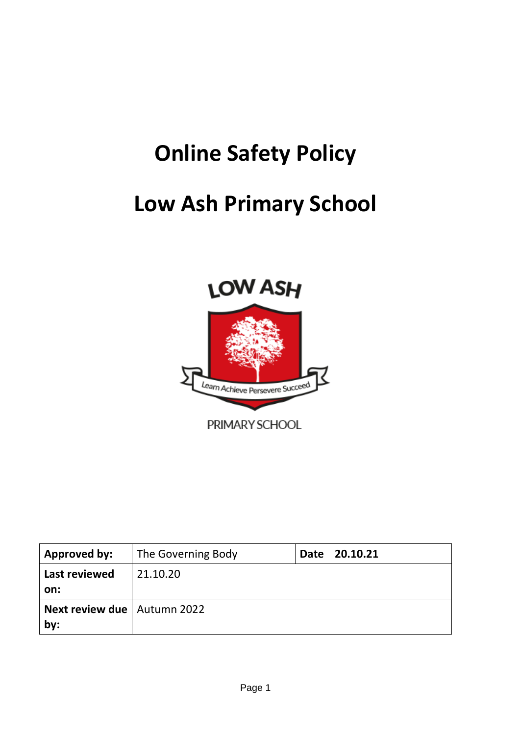# Online Safety Policy

# Low Ash Primary School

LOW ASH

Learn Achieve Persevere Succeed

PRIMARY SCHOOL

| **Approved by:** | The Governing Body | **Date** **20.10.21** |
|---|---|---|
| **Last reviewed on:** | 21.10.20 | |
| **Next review due by:** | Autumn 2022 | |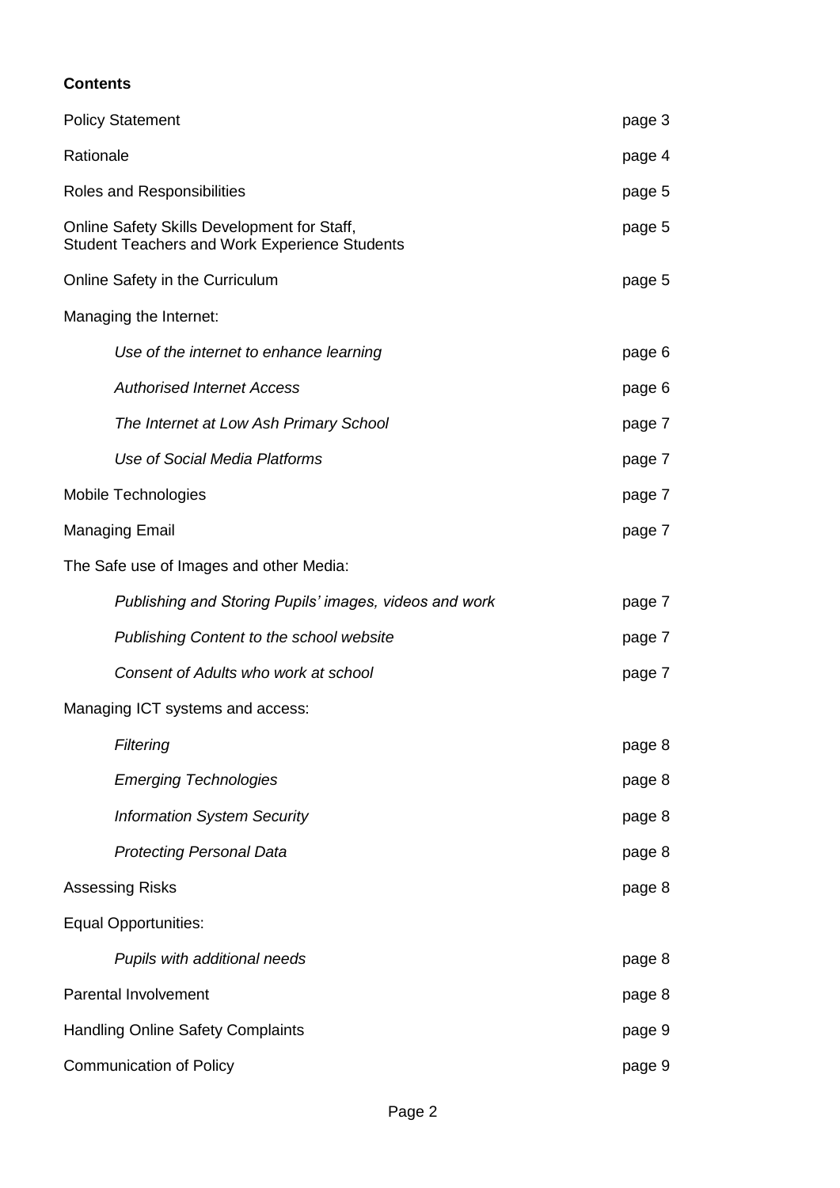**Contents**

| | |
|---|---|
| Policy Statement | page 3 |
| Rationale | page 4 |
| Roles and Responsibilities | page 5 |
| Online Safety Skills Development for Staff, Student Teachers and Work Experience Students | page 5 |
| Online Safety in the Curriculum | page 5 |
| Managing the Internet: | |
| *Use of the internet to enhance learning* | page 6 |
| *Authorised Internet Access* | page 6 |
| *The Internet at Low Ash Primary School* | page 7 |
| *Use of Social Media Platforms* | page 7 |
| Mobile Technologies | page 7 |
| Managing Email | page 7 |
| The Safe use of Images and other Media: | |
| *Publishing and Storing Pupils' images, videos and work* | page 7 |
| *Publishing Content to the school website* | page 7 |
| *Consent of Adults who work at school* | page 7 |
| Managing ICT systems and access: | |
| *Filtering* | page 8 |
| *Emerging Technologies* | page 8 |
| *Information System Security* | page 8 |
| *Protecting Personal Data* | page 8 |
| Assessing Risks | page 8 |
| Equal Opportunities: | |
| *Pupils with additional needs* | page 8 |
| Parental Involvement | page 8 |
| Handling Online Safety Complaints | page 9 |
| Communication of Policy | page 9 |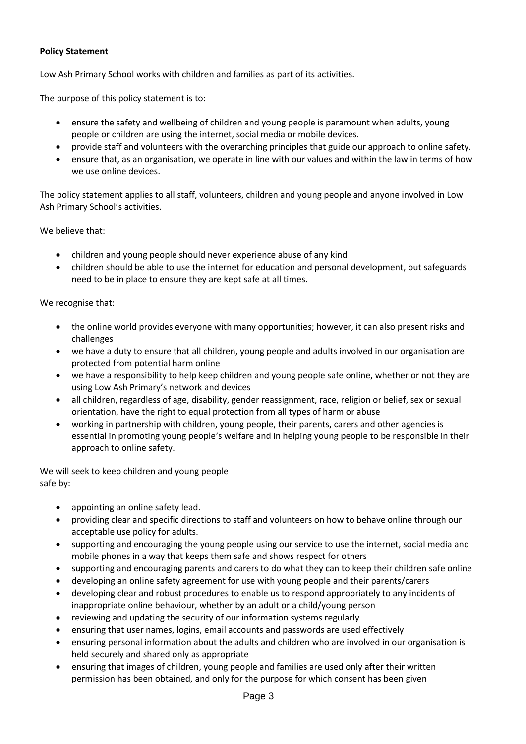**Policy Statement**

Low Ash Primary School works with children and families as part of its activities.

The purpose of this policy statement is to:

- ensure the safety and wellbeing of children and young people is paramount when adults, young people or children are using the internet, social media or mobile devices.
- provide staff and volunteers with the overarching principles that guide our approach to online safety.
- ensure that, as an organisation, we operate in line with our values and within the law in terms of how we use online devices.

The policy statement applies to all staff, volunteers, children and young people and anyone involved in Low Ash Primary School's activities.

We believe that:

- children and young people should never experience abuse of any kind
- children should be able to use the internet for education and personal development, but safeguards need to be in place to ensure they are kept safe at all times.

We recognise that:

- the online world provides everyone with many opportunities; however, it can also present risks and challenges
- we have a duty to ensure that all children, young people and adults involved in our organisation are protected from potential harm online
- we have a responsibility to help keep children and young people safe online, whether or not they are using Low Ash Primary's network and devices
- all children, regardless of age, disability, gender reassignment, race, religion or belief, sex or sexual orientation, have the right to equal protection from all types of harm or abuse
- working in partnership with children, young people, their parents, carers and other agencies is essential in promoting young people's welfare and in helping young people to be responsible in their approach to online safety.

We will seek to keep children and young people safe by:

- appointing an online safety lead.
- providing clear and specific directions to staff and volunteers on how to behave online through our acceptable use policy for adults.
- supporting and encouraging the young people using our service to use the internet, social media and mobile phones in a way that keeps them safe and shows respect for others
- supporting and encouraging parents and carers to do what they can to keep their children safe online
- developing an online safety agreement for use with young people and their parents/carers
- developing clear and robust procedures to enable us to respond appropriately to any incidents of inappropriate online behaviour, whether by an adult or a child/young person
- reviewing and updating the security of our information systems regularly
- ensuring that user names, logins, email accounts and passwords are used effectively
- ensuring personal information about the adults and children who are involved in our organisation is held securely and shared only as appropriate
- ensuring that images of children, young people and families are used only after their written permission has been obtained, and only for the purpose for which consent has been given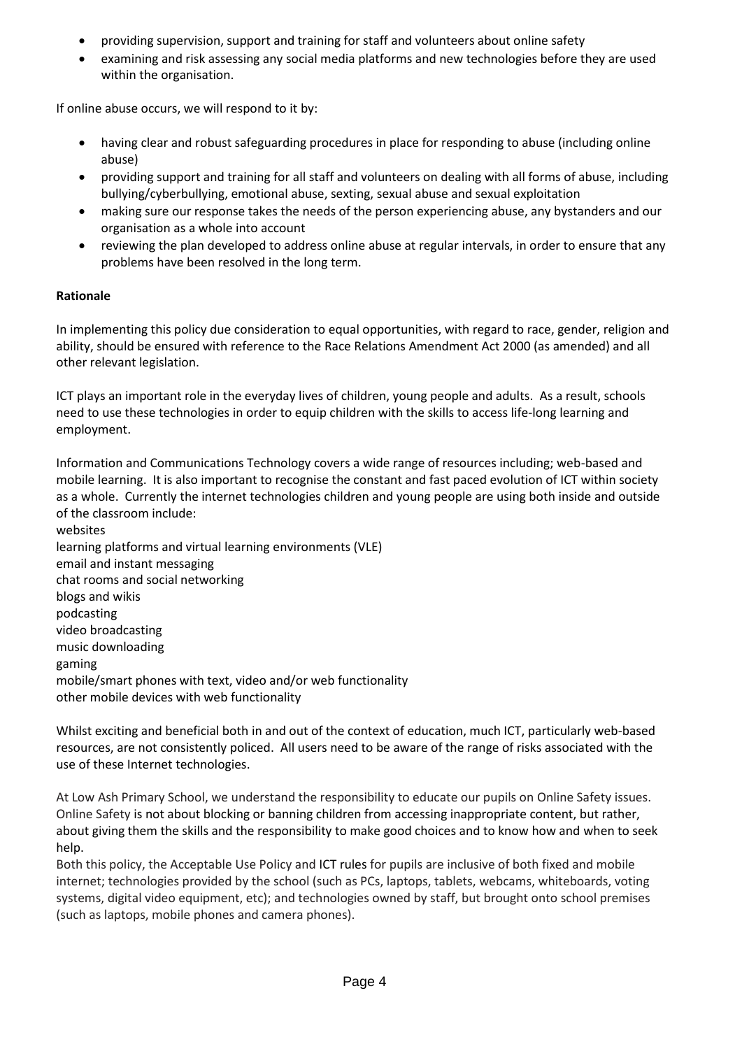- providing supervision, support and training for staff and volunteers about online safety
- examining and risk assessing any social media platforms and new technologies before they are used within the organisation.

If online abuse occurs, we will respond to it by:

- having clear and robust safeguarding procedures in place for responding to abuse (including online abuse)
- providing support and training for all staff and volunteers on dealing with all forms of abuse, including bullying/cyberbullying, emotional abuse, sexting, sexual abuse and sexual exploitation
- making sure our response takes the needs of the person experiencing abuse, any bystanders and our organisation as a whole into account
- reviewing the plan developed to address online abuse at regular intervals, in order to ensure that any problems have been resolved in the long term.

**Rationale**

In implementing this policy due consideration to equal opportunities, with regard to race, gender, religion and ability, should be ensured with reference to the Race Relations Amendment Act 2000 (as amended) and all other relevant legislation.

ICT plays an important role in the everyday lives of children, young people and adults. As a result, schools need to use these technologies in order to equip children with the skills to access life-long learning and employment.

Information and Communications Technology covers a wide range of resources including; web-based and mobile learning. It is also important to recognise the constant and fast paced evolution of ICT within society as a whole. Currently the internet technologies children and young people are using both inside and outside of the classroom include:

websites
learning platforms and virtual learning environments (VLE)
email and instant messaging
chat rooms and social networking
blogs and wikis
podcasting
video broadcasting
music downloading
gaming
mobile/smart phones with text, video and/or web functionality
other mobile devices with web functionality

Whilst exciting and beneficial both in and out of the context of education, much ICT, particularly web-based resources, are not consistently policed. All users need to be aware of the range of risks associated with the use of these Internet technologies.

At Low Ash Primary School, we understand the responsibility to educate our pupils on Online Safety issues. Online Safety is not about blocking or banning children from accessing inappropriate content, but rather, about giving them the skills and the responsibility to make good choices and to know how and when to seek help.

Both this policy, the Acceptable Use Policy and ICT rules for pupils are inclusive of both fixed and mobile internet; technologies provided by the school (such as PCs, laptops, tablets, webcams, whiteboards, voting systems, digital video equipment, etc); and technologies owned by staff, but brought onto school premises (such as laptops, mobile phones and camera phones).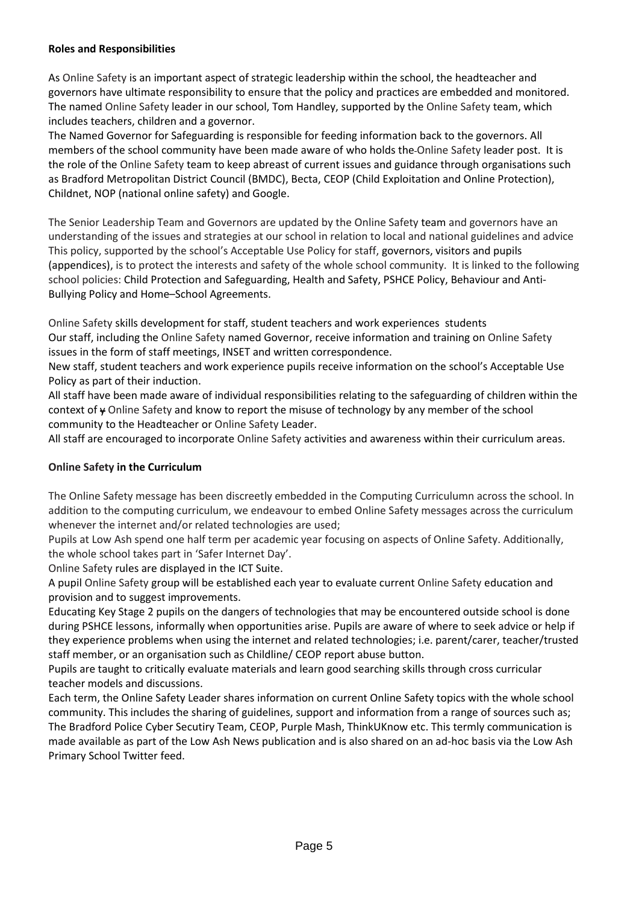**Roles and Responsibilities**

As Online Safety is an important aspect of strategic leadership within the school, the headteacher and governors have ultimate responsibility to ensure that the policy and practices are embedded and monitored. The named Online Safety leader in our school, Tom Handley, supported by the Online Safety team, which includes teachers, children and a governor.

The Named Governor for Safeguarding is responsible for feeding information back to the governors. All members of the school community have been made aware of who holds the Online Safety leader post. It is the role of the Online Safety team to keep abreast of current issues and guidance through organisations such as Bradford Metropolitan District Council (BMDC), Becta, CEOP (Child Exploitation and Online Protection), Childnet, NOP (national online safety) and Google.

The Senior Leadership Team and Governors are updated by the Online Safety team and governors have an understanding of the issues and strategies at our school in relation to local and national guidelines and advice This policy, supported by the school's Acceptable Use Policy for staff, governors, visitors and pupils (appendices), is to protect the interests and safety of the whole school community. It is linked to the following school policies: Child Protection and Safeguarding, Health and Safety, PSHCE Policy, Behaviour and Anti-Bullying Policy and Home–School Agreements.

Online Safety skills development for staff, student teachers and work experiences students

Our staff, including the Online Safety named Governor, receive information and training on Online Safety issues in the form of staff meetings, INSET and written correspondence.

New staff, student teachers and work experience pupils receive information on the school's Acceptable Use Policy as part of their induction.

All staff have been made aware of individual responsibilities relating to the safeguarding of children within the context of Online Safety and know to report the misuse of technology by any member of the school community to the Headteacher or Online Safety Leader.

All staff are encouraged to incorporate Online Safety activities and awareness within their curriculum areas.

**Online Safety in the Curriculum**

The Online Safety message has been discreetly embedded in the Computing Curriculumn across the school. In addition to the computing curriculum, we endeavour to embed Online Safety messages across the curriculum whenever the internet and/or related technologies are used;

Pupils at Low Ash spend one half term per academic year focusing on aspects of Online Safety. Additionally, the whole school takes part in 'Safer Internet Day'.

Online Safety rules are displayed in the ICT Suite.

A pupil Online Safety group will be established each year to evaluate current Online Safety education and provision and to suggest improvements.

Educating Key Stage 2 pupils on the dangers of technologies that may be encountered outside school is done during PSHCE lessons, informally when opportunities arise. Pupils are aware of where to seek advice or help if they experience problems when using the internet and related technologies; i.e. parent/carer, teacher/trusted staff member, or an organisation such as Childline/ CEOP report abuse button.

Pupils are taught to critically evaluate materials and learn good searching skills through cross curricular teacher models and discussions.

Each term, the Online Safety Leader shares information on current Online Safety topics with the whole school community. This includes the sharing of guidelines, support and information from a range of sources such as; The Bradford Police Cyber Secutiry Team, CEOP, Purple Mash, ThinkUKnow etc. This termly communication is made available as part of the Low Ash News publication and is also shared on an ad-hoc basis via the Low Ash Primary School Twitter feed.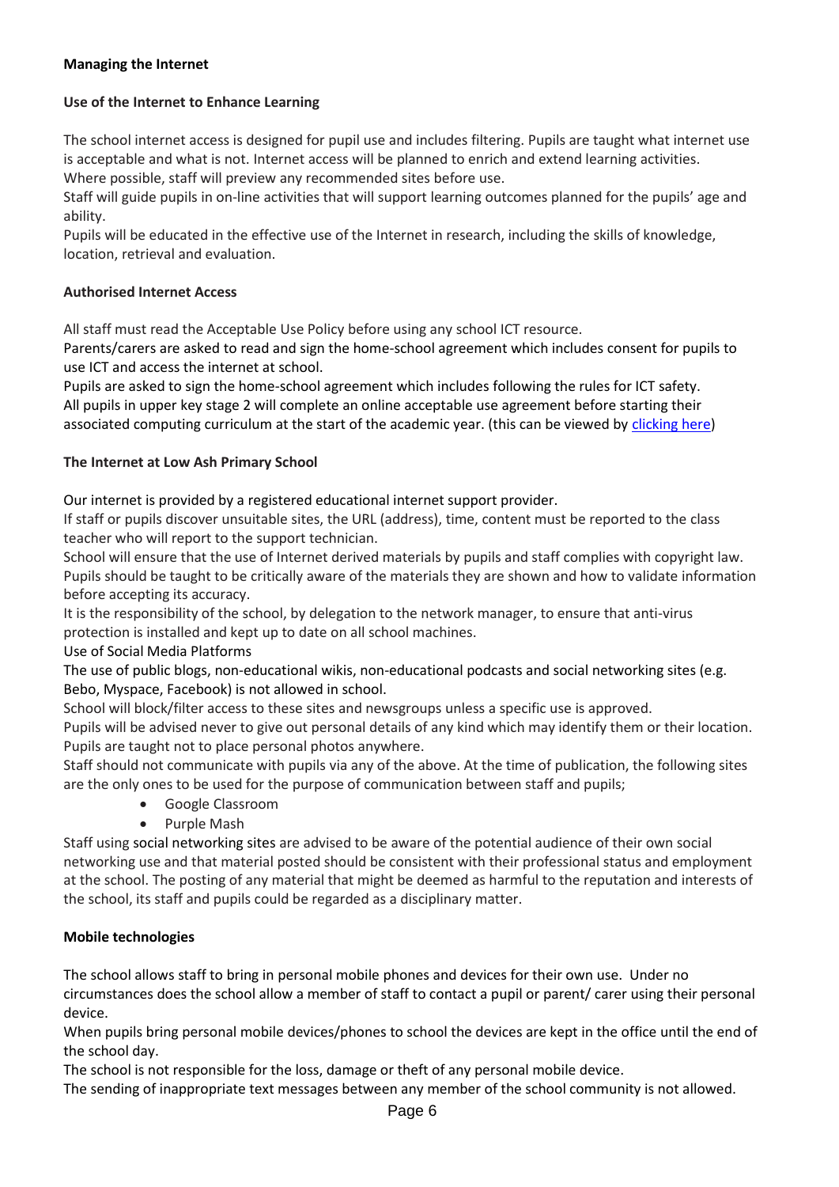**Managing the Internet**

**Use of the Internet to Enhance Learning**

The school internet access is designed for pupil use and includes filtering. Pupils are taught what internet use is acceptable and what is not. Internet access will be planned to enrich and extend learning activities. Where possible, staff will preview any recommended sites before use.

Staff will guide pupils in on-line activities that will support learning outcomes planned for the pupils' age and ability.

Pupils will be educated in the effective use of the Internet in research, including the skills of knowledge, location, retrieval and evaluation.

**Authorised Internet Access**

All staff must read the Acceptable Use Policy before using any school ICT resource.

Parents/carers are asked to read and sign the home-school agreement which includes consent for pupils to use ICT and access the internet at school.

Pupils are asked to sign the home-school agreement which includes following the rules for ICT safety.

All pupils in upper key stage 2 will complete an online acceptable use agreement before starting their associated computing curriculum at the start of the academic year. (this can be viewed by clicking here)

**The Internet at Low Ash Primary School**

Our internet is provided by a registered educational internet support provider.

If staff or pupils discover unsuitable sites, the URL (address), time, content must be reported to the class teacher who will report to the support technician.

School will ensure that the use of Internet derived materials by pupils and staff complies with copyright law.

Pupils should be taught to be critically aware of the materials they are shown and how to validate information before accepting its accuracy.

It is the responsibility of the school, by delegation to the network manager, to ensure that anti-virus protection is installed and kept up to date on all school machines.

Use of Social Media Platforms

The use of public blogs, non-educational wikis, non-educational podcasts and social networking sites (e.g. Bebo, Myspace, Facebook) is not allowed in school.

School will block/filter access to these sites and newsgroups unless a specific use is approved.

Pupils will be advised never to give out personal details of any kind which may identify them or their location.

Pupils are taught not to place personal photos anywhere.

Staff should not communicate with pupils via any of the above. At the time of publication, the following sites are the only ones to be used for the purpose of communication between staff and pupils;

- Google Classroom
- Purple Mash

Staff using social networking sites are advised to be aware of the potential audience of their own social networking use and that material posted should be consistent with their professional status and employment at the school. The posting of any material that might be deemed as harmful to the reputation and interests of the school, its staff and pupils could be regarded as a disciplinary matter.

**Mobile technologies**

The school allows staff to bring in personal mobile phones and devices for their own use. Under no circumstances does the school allow a member of staff to contact a pupil or parent/ carer using their personal device.

When pupils bring personal mobile devices/phones to school the devices are kept in the office until the end of the school day.

The school is not responsible for the loss, damage or theft of any personal mobile device.

The sending of inappropriate text messages between any member of the school community is not allowed.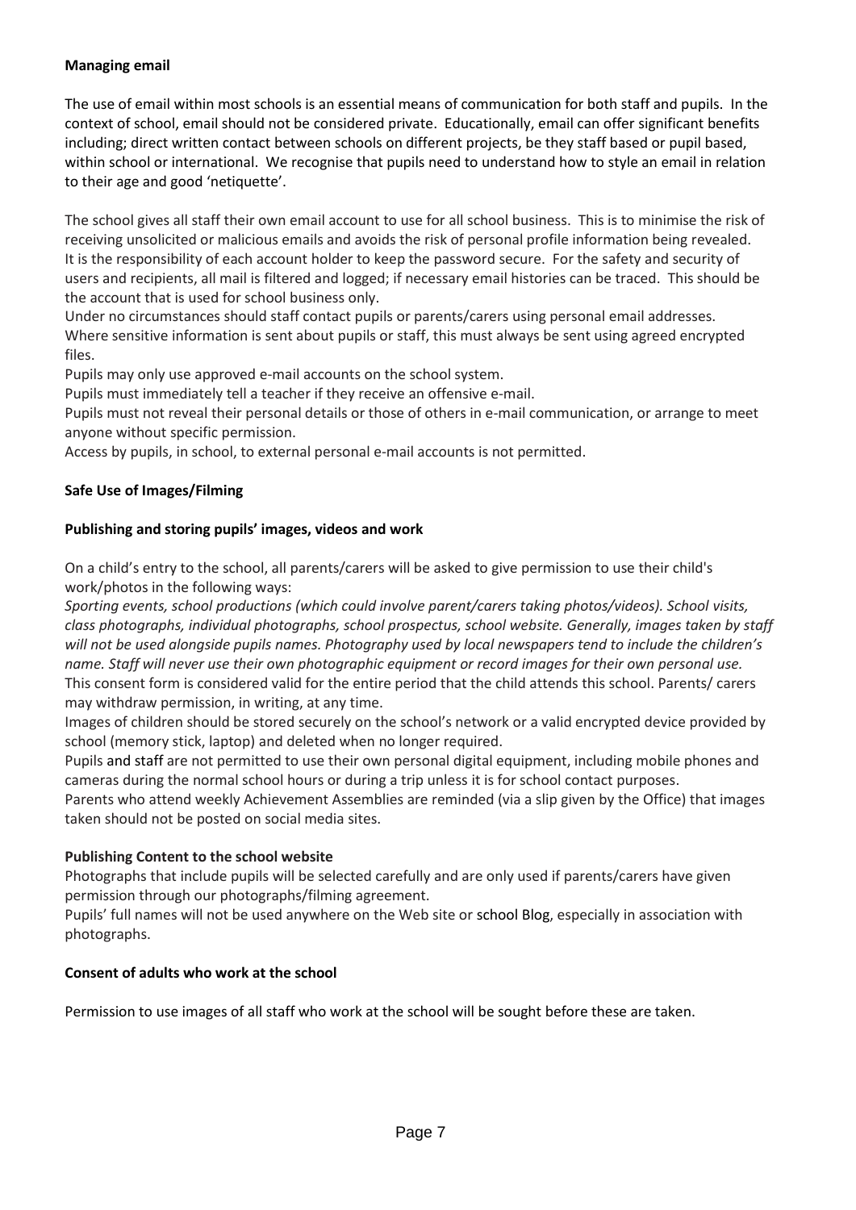**Managing email**

The use of email within most schools is an essential means of communication for both staff and pupils. In the context of school, email should not be considered private. Educationally, email can offer significant benefits including; direct written contact between schools on different projects, be they staff based or pupil based, within school or international. We recognise that pupils need to understand how to style an email in relation to their age and good 'netiquette'.

The school gives all staff their own email account to use for all school business. This is to minimise the risk of receiving unsolicited or malicious emails and avoids the risk of personal profile information being revealed. It is the responsibility of each account holder to keep the password secure. For the safety and security of users and recipients, all mail is filtered and logged; if necessary email histories can be traced. This should be the account that is used for school business only.

Under no circumstances should staff contact pupils or parents/carers using personal email addresses.

Where sensitive information is sent about pupils or staff, this must always be sent using agreed encrypted files.

Pupils may only use approved e-mail accounts on the school system.

Pupils must immediately tell a teacher if they receive an offensive e-mail.

Pupils must not reveal their personal details or those of others in e-mail communication, or arrange to meet anyone without specific permission.

Access by pupils, in school, to external personal e-mail accounts is not permitted.

**Safe Use of Images/Filming**

**Publishing and storing pupils' images, videos and work**

On a child's entry to the school, all parents/carers will be asked to give permission to use their child's work/photos in the following ways:

*Sporting events, school productions (which could involve parent/carers taking photos/videos). School visits, class photographs, individual photographs, school prospectus, school website. Generally, images taken by staff will not be used alongside pupils names. Photography used by local newspapers tend to include the children's name. Staff will never use their own photographic equipment or record images for their own personal use.*

This consent form is considered valid for the entire period that the child attends this school. Parents/ carers may withdraw permission, in writing, at any time.

Images of children should be stored securely on the school's network or a valid encrypted device provided by school (memory stick, laptop) and deleted when no longer required.

Pupils and staff are not permitted to use their own personal digital equipment, including mobile phones and cameras during the normal school hours or during a trip unless it is for school contact purposes.

Parents who attend weekly Achievement Assemblies are reminded (via a slip given by the Office) that images taken should not be posted on social media sites.

**Publishing Content to the school website**

Photographs that include pupils will be selected carefully and are only used if parents/carers have given permission through our photographs/filming agreement.

Pupils' full names will not be used anywhere on the Web site or school Blog, especially in association with photographs.

**Consent of adults who work at the school**

Permission to use images of all staff who work at the school will be sought before these are taken.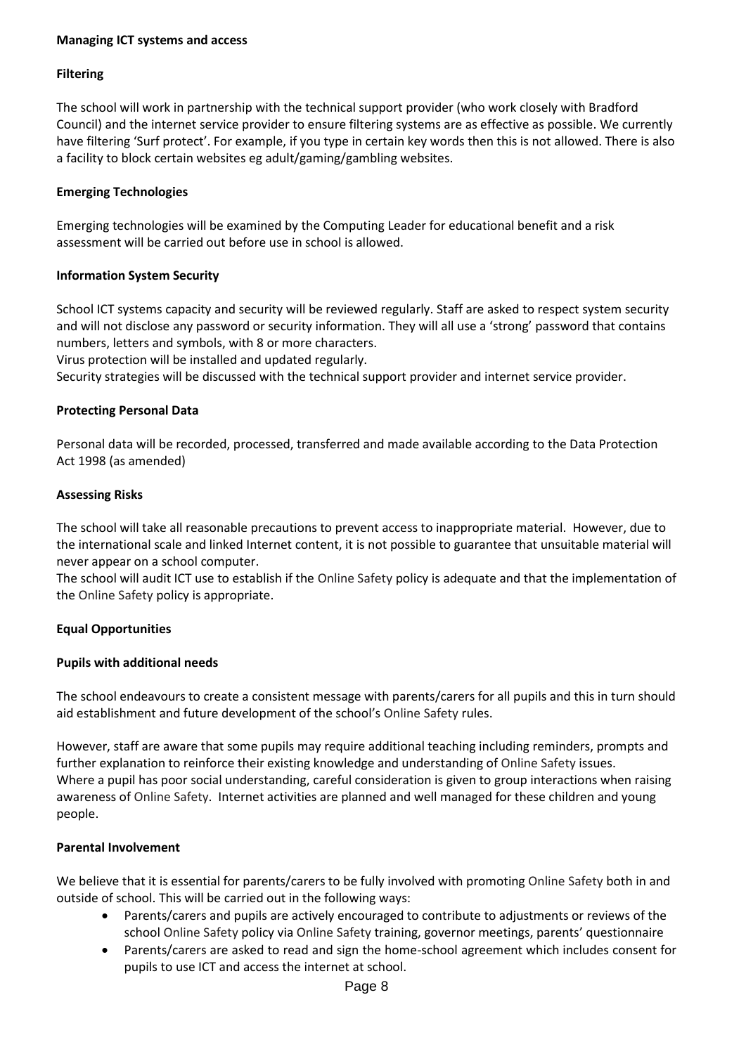## Managing ICT systems and access

### Filtering

The school will work in partnership with the technical support provider (who work closely with Bradford Council) and the internet service provider to ensure filtering systems are as effective as possible. We currently have filtering 'Surf protect'. For example, if you type in certain key words then this is not allowed. There is also a facility to block certain websites eg adult/gaming/gambling websites.

### Emerging Technologies

Emerging technologies will be examined by the Computing Leader for educational benefit and a risk assessment will be carried out before use in school is allowed.

### Information System Security

School ICT systems capacity and security will be reviewed regularly. Staff are asked to respect system security and will not disclose any password or security information. They will all use a 'strong' password that contains numbers, letters and symbols, with 8 or more characters.
Virus protection will be installed and updated regularly.
Security strategies will be discussed with the technical support provider and internet service provider.

### Protecting Personal Data

Personal data will be recorded, processed, transferred and made available according to the Data Protection Act 1998 (as amended)

### Assessing Risks

The school will take all reasonable precautions to prevent access to inappropriate material. However, due to the international scale and linked Internet content, it is not possible to guarantee that unsuitable material will never appear on a school computer.
The school will audit ICT use to establish if the Online Safety policy is adequate and that the implementation of the Online Safety policy is appropriate.

## Equal Opportunities

### Pupils with additional needs

The school endeavours to create a consistent message with parents/carers for all pupils and this in turn should aid establishment and future development of the school's Online Safety rules.

However, staff are aware that some pupils may require additional teaching including reminders, prompts and further explanation to reinforce their existing knowledge and understanding of Online Safety issues.
Where a pupil has poor social understanding, careful consideration is given to group interactions when raising awareness of Online Safety. Internet activities are planned and well managed for these children and young people.

## Parental Involvement

We believe that it is essential for parents/carers to be fully involved with promoting Online Safety both in and outside of school. This will be carried out in the following ways:

- Parents/carers and pupils are actively encouraged to contribute to adjustments or reviews of the school Online Safety policy via Online Safety training, governor meetings, parents' questionnaire
- Parents/carers are asked to read and sign the home-school agreement which includes consent for pupils to use ICT and access the internet at school.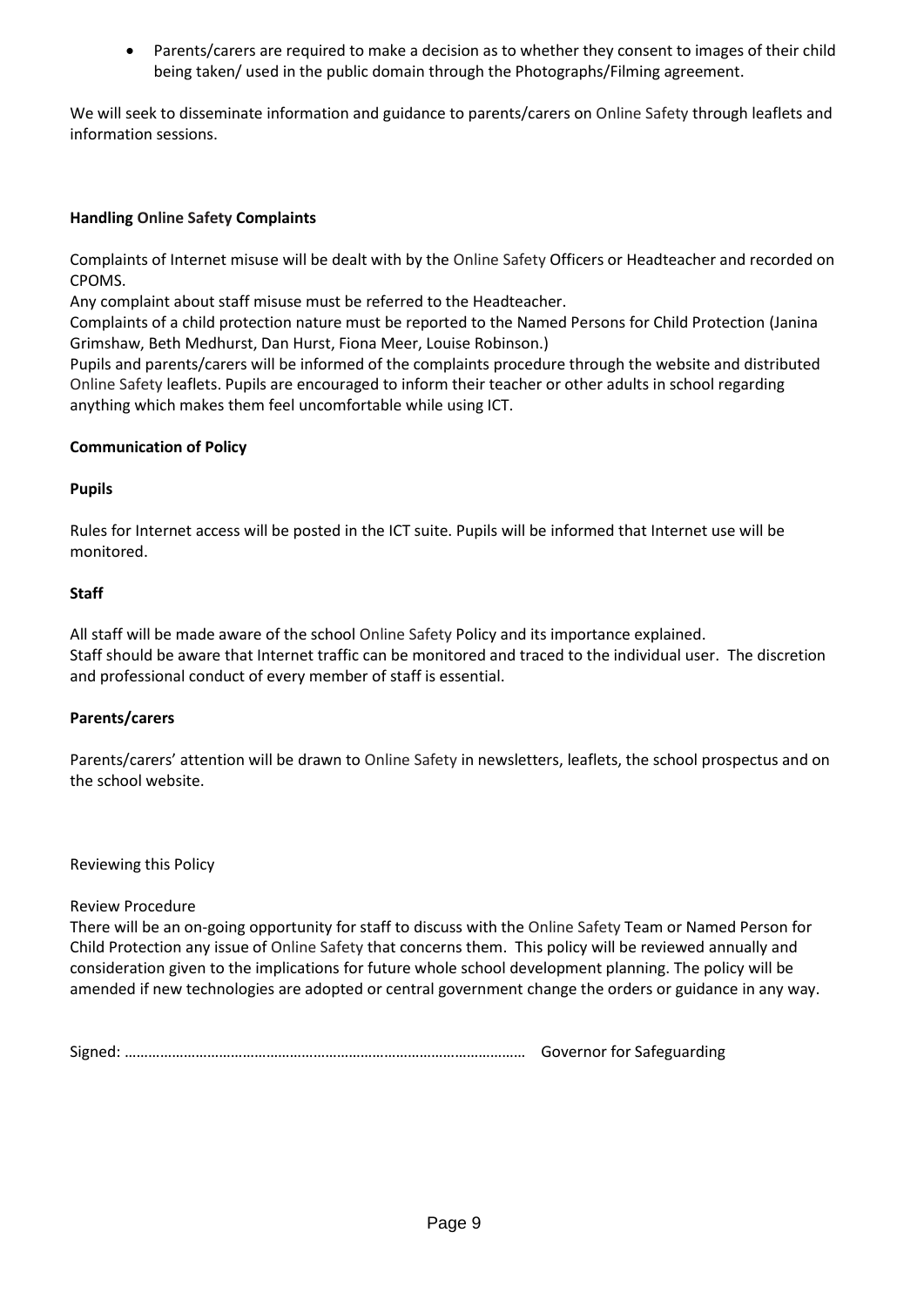- Parents/carers are required to make a decision as to whether they consent to images of their child being taken/ used in the public domain through the Photographs/Filming agreement.

We will seek to disseminate information and guidance to parents/carers on Online Safety through leaflets and information sessions.

**Handling Online Safety Complaints**

Complaints of Internet misuse will be dealt with by the Online Safety Officers or Headteacher and recorded on CPOMS.
Any complaint about staff misuse must be referred to the Headteacher.
Complaints of a child protection nature must be reported to the Named Persons for Child Protection (Janina Grimshaw, Beth Medhurst, Dan Hurst, Fiona Meer, Louise Robinson.)
Pupils and parents/carers will be informed of the complaints procedure through the website and distributed Online Safety leaflets. Pupils are encouraged to inform their teacher or other adults in school regarding anything which makes them feel uncomfortable while using ICT.

**Communication of Policy**

**Pupils**

Rules for Internet access will be posted in the ICT suite. Pupils will be informed that Internet use will be monitored.

**Staff**

All staff will be made aware of the school Online Safety Policy and its importance explained.
Staff should be aware that Internet traffic can be monitored and traced to the individual user. The discretion and professional conduct of every member of staff is essential.

**Parents/carers**

Parents/carers' attention will be drawn to Online Safety in newsletters, leaflets, the school prospectus and on the school website.

Reviewing this Policy

Review Procedure
There will be an on-going opportunity for staff to discuss with the Online Safety Team or Named Person for Child Protection any issue of Online Safety that concerns them. This policy will be reviewed annually and consideration given to the implications for future whole school development planning. The policy will be amended if new technologies are adopted or central government change the orders or guidance in any way.

Signed: ………………………………………………………………………………………… Governor for Safeguarding